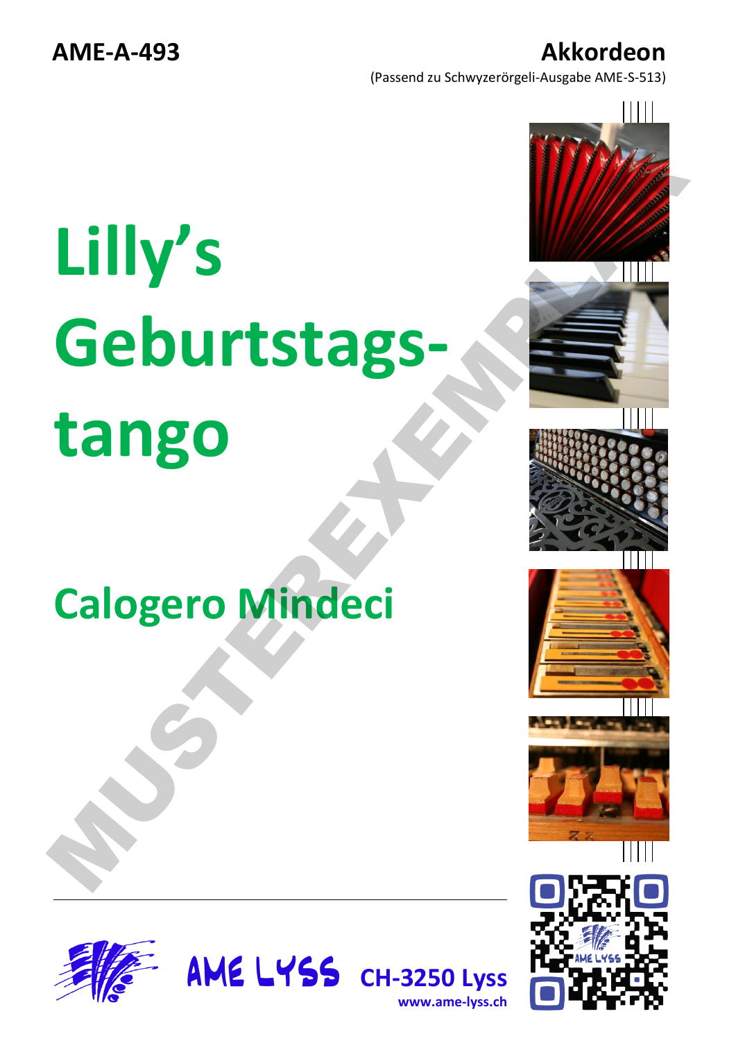**AME-A-493**

**Akkordeon**

(Passend zu Schwyzerörgeli-Ausgabe AME-S-513)

# Lilly's Geburtstags-tango

## Calogero Mindeci

MUSTEREXEMPLAR

AME LYSS **CH-3250 Lyss**

**www.ame-lyss.ch**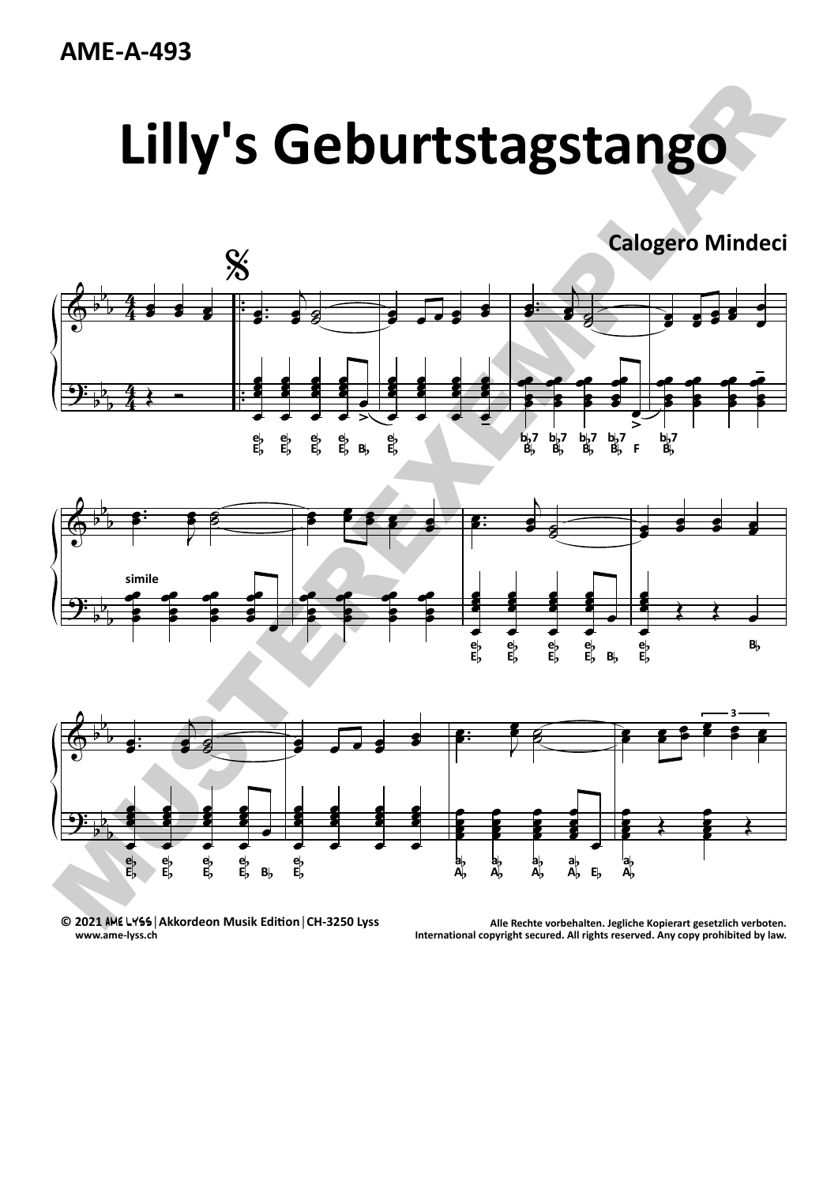AME-A-493

# Lilly's Geburtstagstango

**Calogero Mindeci**

© 2021 AME LYSS | Akkordeon Musik Edition | CH-3250 Lyss
www.ame-lyss.ch

Alle Rechte vorbehalten. Jegliche Kopierart gesetzlich verboten.
International copyright secured. All rights reserved. Any copy prohibited by law.